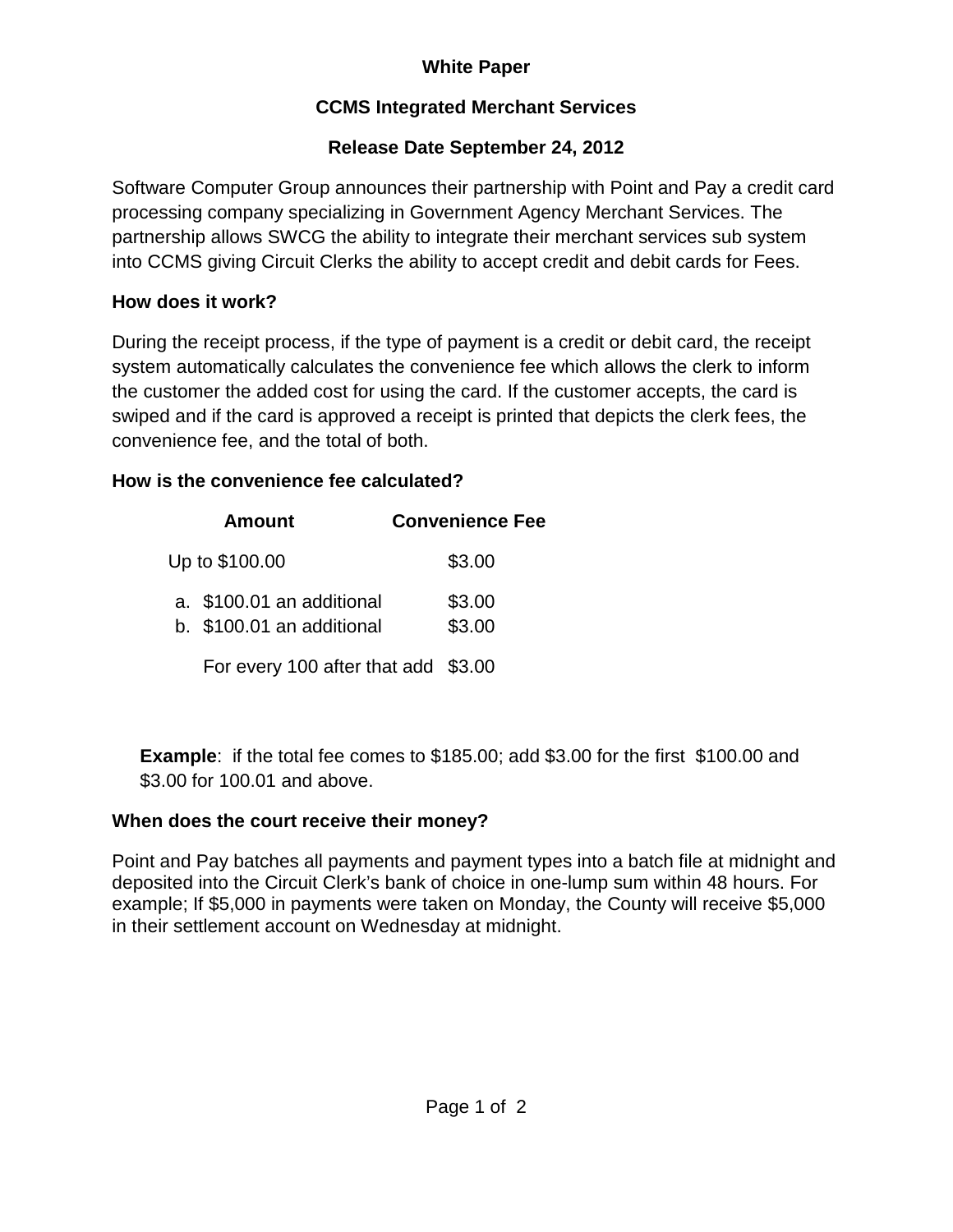**White Paper**

**CCMS Integrated Merchant Services**

**Release Date September 24, 2012**

Software Computer Group announces their partnership with Point and Pay a credit card processing company specializing in Government Agency Merchant Services. The partnership allows SWCG the ability to integrate their merchant services sub system into CCMS giving Circuit Clerks the ability to accept credit and debit cards for Fees.

**How does it work?**

During the receipt process, if the type of payment is a credit or debit card, the receipt system automatically calculates the convenience fee which allows the clerk to inform the customer the added cost for using the card. If the customer accepts, the card is swiped and if the card is approved a receipt is printed that depicts the clerk fees, the convenience fee, and the total of both.

**How is the convenience fee calculated?**

| Amount | Convenience Fee |
| --- | --- |
| Up to $100.00 | $3.00 |
| a. $100.01 an additional | $3.00 |
| b. $100.01 an additional | $3.00 |
| For every 100 after that add | $3.00 |

**Example**: if the total fee comes to $185.00; add $3.00 for the first $100.00 and $3.00 for 100.01 and above.

**When does the court receive their money?**

Point and Pay batches all payments and payment types into a batch file at midnight and deposited into the Circuit Clerk's bank of choice in one-lump sum within 48 hours. For example; If $5,000 in payments were taken on Monday, the County will receive $5,000 in their settlement account on Wednesday at midnight.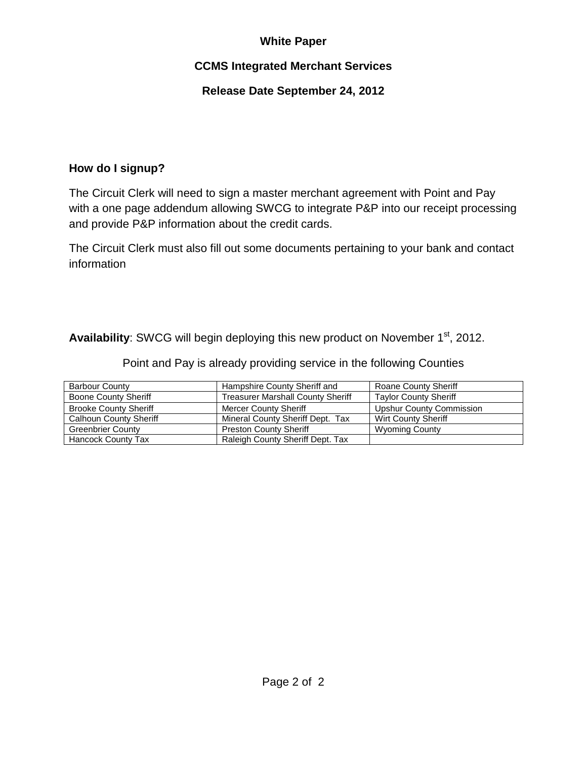**White Paper**

**CCMS Integrated Merchant Services**

**Release Date September 24, 2012**

### How do I signup?

The Circuit Clerk will need to sign a master merchant agreement with Point and Pay with a one page addendum allowing SWCG to integrate P&P into our receipt processing and provide P&P information about the credit cards.

The Circuit Clerk must also fill out some documents pertaining to your bank and contact information

**Availability**: SWCG will begin deploying this new product on November 1st, 2012.

Point and Pay is already providing service in the following Counties

| | | |
|---|---|---|
| Barbour County | Hampshire County Sheriff and | Roane County Sheriff |
| Boone County Sheriff | Treasurer Marshall County Sheriff | Taylor County Sheriff |
| Brooke County Sheriff | Mercer County Sheriff | Upshur County Commission |
| Calhoun County Sheriff | Mineral County Sheriff Dept. Tax | Wirt County Sheriff |
| Greenbrier County | Preston County Sheriff | Wyoming County |
| Hancock County Tax | Raleigh County Sheriff Dept. Tax | |